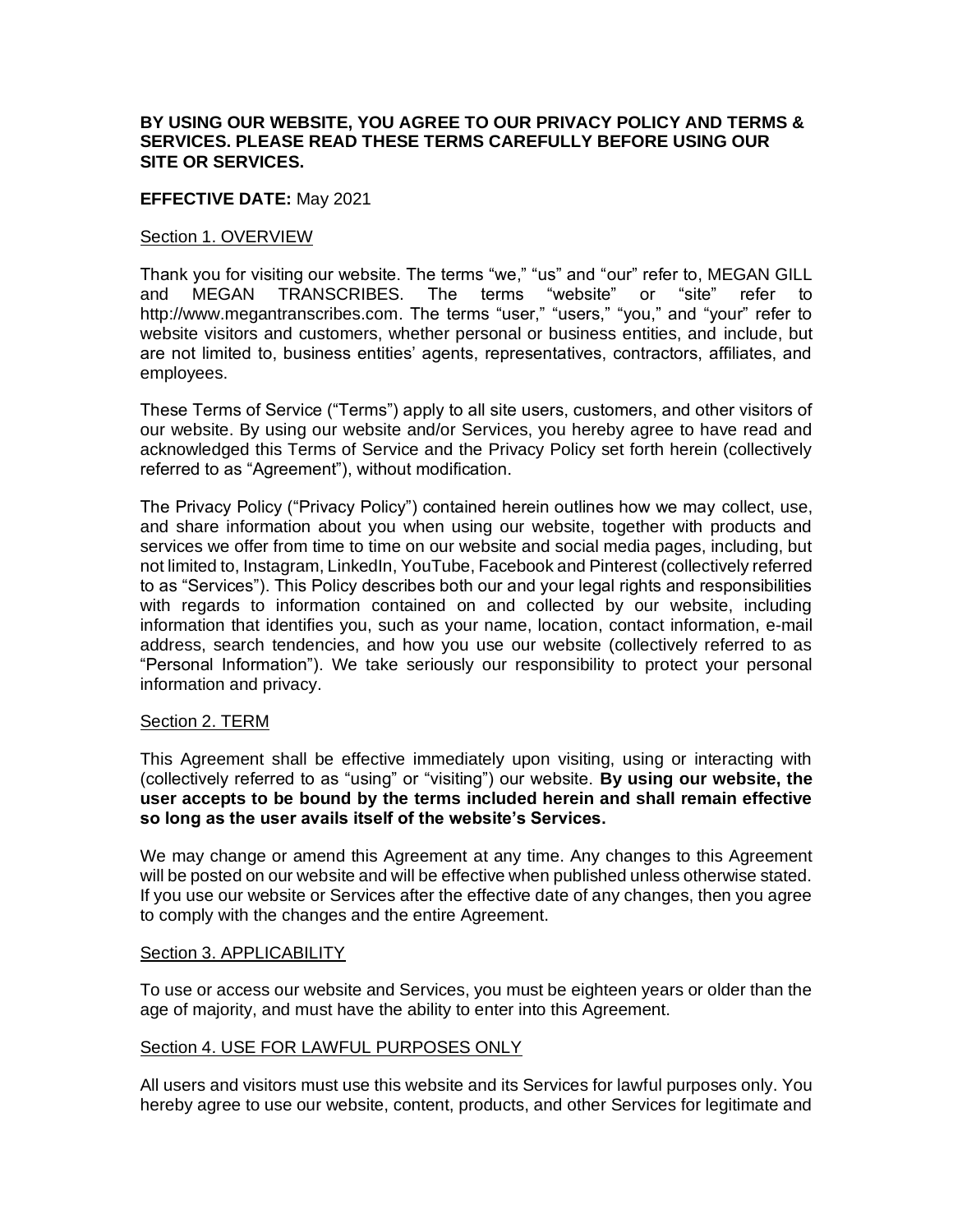**BY USING OUR WEBSITE, YOU AGREE TO OUR PRIVACY POLICY AND TERMS & SERVICES. PLEASE READ THESE TERMS CAREFULLY BEFORE USING OUR SITE OR SERVICES.**

**EFFECTIVE DATE:** May 2021

## Section 1. OVERVIEW

Thank you for visiting our website. The terms "we," "us" and "our" refer to, MEGAN GILL and MEGAN TRANSCRIBES. The terms "website" or "site" refer to http://www.megantranscribes.com. The terms "user," "users," "you," and "your" refer to website visitors and customers, whether personal or business entities, and include, but are not limited to, business entities' agents, representatives, contractors, affiliates, and employees.

These Terms of Service ("Terms") apply to all site users, customers, and other visitors of our website. By using our website and/or Services, you hereby agree to have read and acknowledged this Terms of Service and the Privacy Policy set forth herein (collectively referred to as "Agreement"), without modification.

The Privacy Policy ("Privacy Policy") contained herein outlines how we may collect, use, and share information about you when using our website, together with products and services we offer from time to time on our website and social media pages, including, but not limited to, Instagram, LinkedIn, YouTube, Facebook and Pinterest (collectively referred to as "Services"). This Policy describes both our and your legal rights and responsibilities with regards to information contained on and collected by our website, including information that identifies you, such as your name, location, contact information, e-mail address, search tendencies, and how you use our website (collectively referred to as "Personal Information"). We take seriously our responsibility to protect your personal information and privacy.

## Section 2. TERM

This Agreement shall be effective immediately upon visiting, using or interacting with (collectively referred to as "using" or "visiting") our website. **By using our website, the user accepts to be bound by the terms included herein and shall remain effective so long as the user avails itself of the website's Services.**

We may change or amend this Agreement at any time. Any changes to this Agreement will be posted on our website and will be effective when published unless otherwise stated. If you use our website or Services after the effective date of any changes, then you agree to comply with the changes and the entire Agreement.

## Section 3. APPLICABILITY

To use or access our website and Services, you must be eighteen years or older than the age of majority, and must have the ability to enter into this Agreement.

## Section 4. USE FOR LAWFUL PURPOSES ONLY

All users and visitors must use this website and its Services for lawful purposes only. You hereby agree to use our website, content, products, and other Services for legitimate and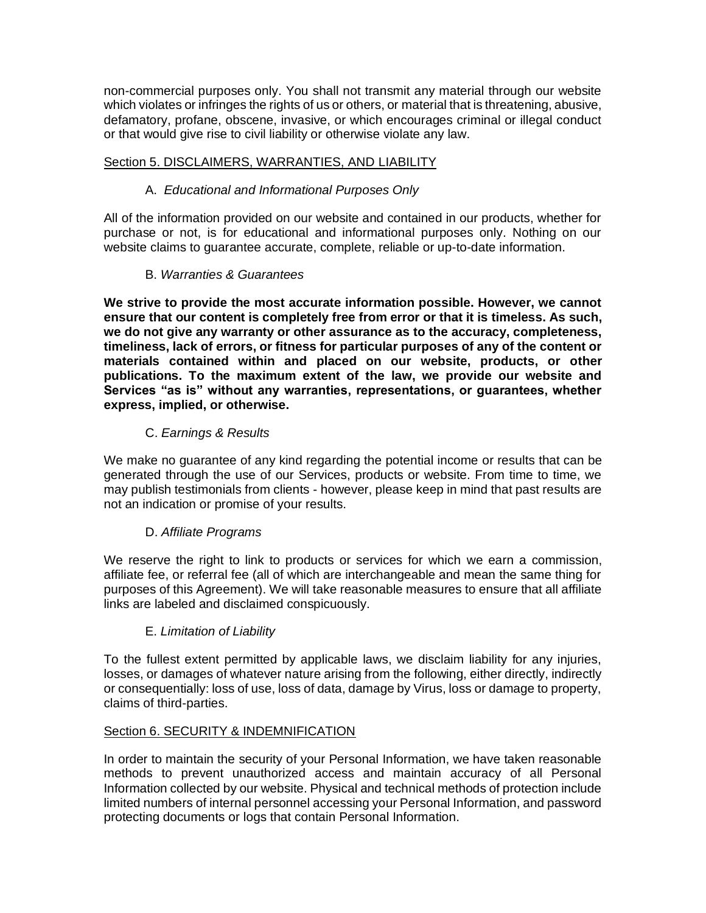non-commercial purposes only. You shall not transmit any material through our website which violates or infringes the rights of us or others, or material that is threatening, abusive, defamatory, profane, obscene, invasive, or which encourages criminal or illegal conduct or that would give rise to civil liability or otherwise violate any law.

## Section 5. DISCLAIMERS, WARRANTIES, AND LIABILITY

### A. *Educational and Informational Purposes Only*

All of the information provided on our website and contained in our products, whether for purchase or not, is for educational and informational purposes only. Nothing on our website claims to guarantee accurate, complete, reliable or up-to-date information.

### B. *Warranties & Guarantees*

**We strive to provide the most accurate information possible. However, we cannot ensure that our content is completely free from error or that it is timeless. As such, we do not give any warranty or other assurance as to the accuracy, completeness, timeliness, lack of errors, or fitness for particular purposes of any of the content or materials contained within and placed on our website, products, or other publications. To the maximum extent of the law, we provide our website and Services "as is" without any warranties, representations, or guarantees, whether express, implied, or otherwise.**

### C. *Earnings & Results*

We make no guarantee of any kind regarding the potential income or results that can be generated through the use of our Services, products or website. From time to time, we may publish testimonials from clients - however, please keep in mind that past results are not an indication or promise of your results.

### D. *Affiliate Programs*

We reserve the right to link to products or services for which we earn a commission, affiliate fee, or referral fee (all of which are interchangeable and mean the same thing for purposes of this Agreement). We will take reasonable measures to ensure that all affiliate links are labeled and disclaimed conspicuously.

### E. *Limitation of Liability*

To the fullest extent permitted by applicable laws, we disclaim liability for any injuries, losses, or damages of whatever nature arising from the following, either directly, indirectly or consequentially: loss of use, loss of data, damage by Virus, loss or damage to property, claims of third-parties.

## Section 6. SECURITY & INDEMNIFICATION

In order to maintain the security of your Personal Information, we have taken reasonable methods to prevent unauthorized access and maintain accuracy of all Personal Information collected by our website. Physical and technical methods of protection include limited numbers of internal personnel accessing your Personal Information, and password protecting documents or logs that contain Personal Information.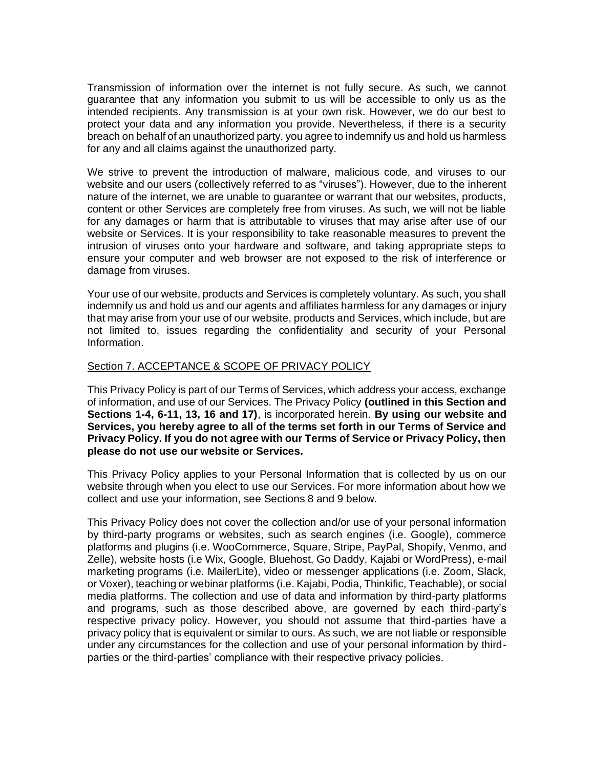Transmission of information over the internet is not fully secure. As such, we cannot guarantee that any information you submit to us will be accessible to only us as the intended recipients. Any transmission is at your own risk. However, we do our best to protect your data and any information you provide. Nevertheless, if there is a security breach on behalf of an unauthorized party, you agree to indemnify us and hold us harmless for any and all claims against the unauthorized party.

We strive to prevent the introduction of malware, malicious code, and viruses to our website and our users (collectively referred to as "viruses"). However, due to the inherent nature of the internet, we are unable to guarantee or warrant that our websites, products, content or other Services are completely free from viruses. As such, we will not be liable for any damages or harm that is attributable to viruses that may arise after use of our website or Services. It is your responsibility to take reasonable measures to prevent the intrusion of viruses onto your hardware and software, and taking appropriate steps to ensure your computer and web browser are not exposed to the risk of interference or damage from viruses.

Your use of our website, products and Services is completely voluntary. As such, you shall indemnify us and hold us and our agents and affiliates harmless for any damages or injury that may arise from your use of our website, products and Services, which include, but are not limited to, issues regarding the confidentiality and security of your Personal Information.

## Section 7. ACCEPTANCE & SCOPE OF PRIVACY POLICY

This Privacy Policy is part of our Terms of Services, which address your access, exchange of information, and use of our Services. The Privacy Policy **(outlined in this Section and Sections 1-4, 6-11, 13, 16 and 17)**, is incorporated herein. **By using our website and Services, you hereby agree to all of the terms set forth in our Terms of Service and Privacy Policy. If you do not agree with our Terms of Service or Privacy Policy, then please do not use our website or Services.**

This Privacy Policy applies to your Personal Information that is collected by us on our website through when you elect to use our Services. For more information about how we collect and use your information, see Sections 8 and 9 below.

This Privacy Policy does not cover the collection and/or use of your personal information by third-party programs or websites, such as search engines (i.e. Google), commerce platforms and plugins (i.e. WooCommerce, Square, Stripe, PayPal, Shopify, Venmo, and Zelle), website hosts (i.e Wix, Google, Bluehost, Go Daddy, Kajabi or WordPress), e-mail marketing programs (i.e. MailerLite), video or messenger applications (i.e. Zoom, Slack, or Voxer), teaching or webinar platforms (i.e. Kajabi, Podia, Thinkific, Teachable), or social media platforms. The collection and use of data and information by third-party platforms and programs, such as those described above, are governed by each third-party's respective privacy policy. However, you should not assume that third-parties have a privacy policy that is equivalent or similar to ours. As such, we are not liable or responsible under any circumstances for the collection and use of your personal information by third-parties or the third-parties' compliance with their respective privacy policies.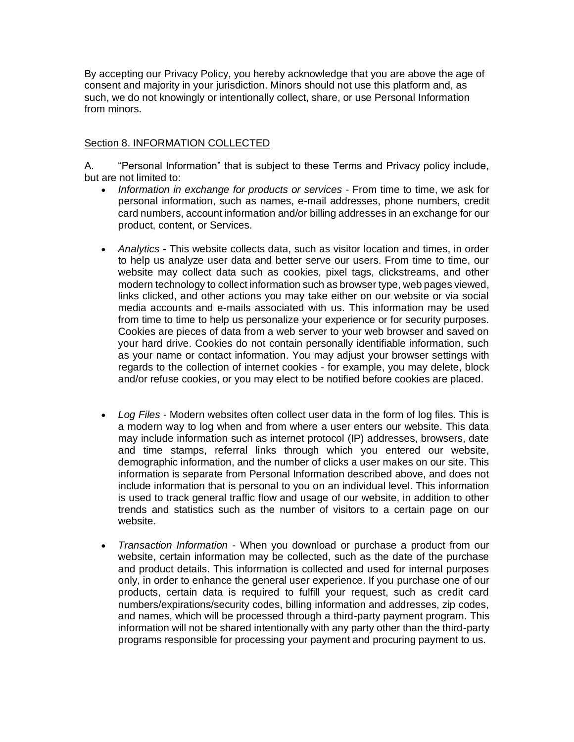By accepting our Privacy Policy, you hereby acknowledge that you are above the age of consent and majority in your jurisdiction. Minors should not use this platform and, as such, we do not knowingly or intentionally collect, share, or use Personal Information from minors.

## Section 8. INFORMATION COLLECTED

A. "Personal Information" that is subject to these Terms and Privacy policy include, but are not limited to:

- *Information in exchange for products or services* - From time to time, we ask for personal information, such as names, e-mail addresses, phone numbers, credit card numbers, account information and/or billing addresses in an exchange for our product, content, or Services.

- *Analytics* - This website collects data, such as visitor location and times, in order to help us analyze user data and better serve our users. From time to time, our website may collect data such as cookies, pixel tags, clickstreams, and other modern technology to collect information such as browser type, web pages viewed, links clicked, and other actions you may take either on our website or via social media accounts and e-mails associated with us. This information may be used from time to time to help us personalize your experience or for security purposes. Cookies are pieces of data from a web server to your web browser and saved on your hard drive. Cookies do not contain personally identifiable information, such as your name or contact information. You may adjust your browser settings with regards to the collection of internet cookies - for example, you may delete, block and/or refuse cookies, or you may elect to be notified before cookies are placed.

- *Log Files* - Modern websites often collect user data in the form of log files. This is a modern way to log when and from where a user enters our website. This data may include information such as internet protocol (IP) addresses, browsers, date and time stamps, referral links through which you entered our website, demographic information, and the number of clicks a user makes on our site. This information is separate from Personal Information described above, and does not include information that is personal to you on an individual level. This information is used to track general traffic flow and usage of our website, in addition to other trends and statistics such as the number of visitors to a certain page on our website.

- *Transaction Information* - When you download or purchase a product from our website, certain information may be collected, such as the date of the purchase and product details. This information is collected and used for internal purposes only, in order to enhance the general user experience. If you purchase one of our products, certain data is required to fulfill your request, such as credit card numbers/expirations/security codes, billing information and addresses, zip codes, and names, which will be processed through a third-party payment program. This information will not be shared intentionally with any party other than the third-party programs responsible for processing your payment and procuring payment to us.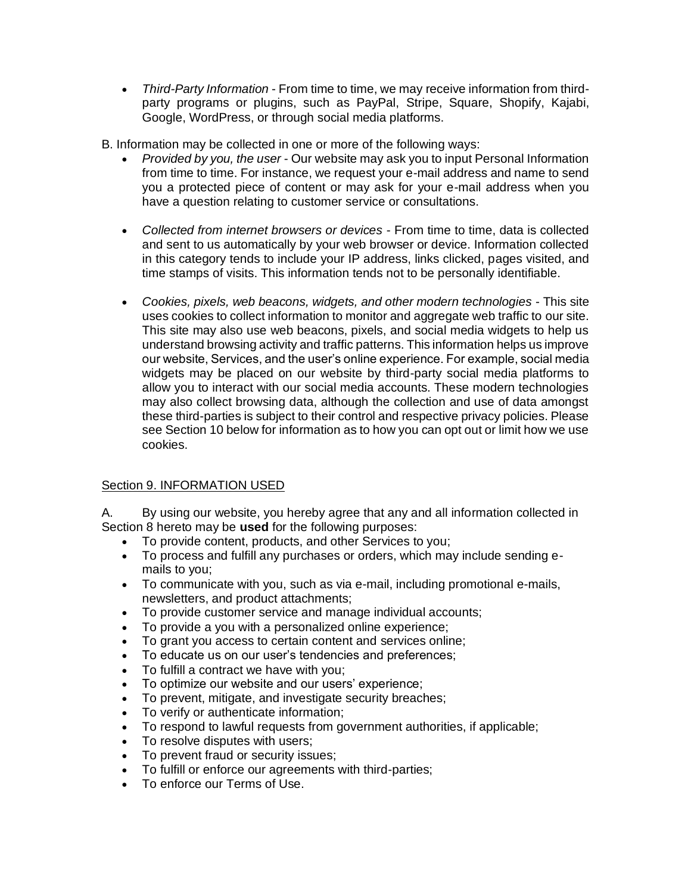- *Third-Party Information* - From time to time, we may receive information from third-party programs or plugins, such as PayPal, Stripe, Square, Shopify, Kajabi, Google, WordPress, or through social media platforms.

B. Information may be collected in one or more of the following ways:

- *Provided by you, the user* - Our website may ask you to input Personal Information from time to time. For instance, we request your e-mail address and name to send you a protected piece of content or may ask for your e-mail address when you have a question relating to customer service or consultations.

- *Collected from internet browsers or devices* - From time to time, data is collected and sent to us automatically by your web browser or device. Information collected in this category tends to include your IP address, links clicked, pages visited, and time stamps of visits. This information tends not to be personally identifiable.

- *Cookies, pixels, web beacons, widgets, and other modern technologies* - This site uses cookies to collect information to monitor and aggregate web traffic to our site. This site may also use web beacons, pixels, and social media widgets to help us understand browsing activity and traffic patterns. This information helps us improve our website, Services, and the user's online experience. For example, social media widgets may be placed on our website by third-party social media platforms to allow you to interact with our social media accounts. These modern technologies may also collect browsing data, although the collection and use of data amongst these third-parties is subject to their control and respective privacy policies. Please see Section 10 below for information as to how you can opt out or limit how we use cookies.

## Section 9. INFORMATION USED

A. By using our website, you hereby agree that any and all information collected in Section 8 hereto may be **used** for the following purposes:

- To provide content, products, and other Services to you;
- To process and fulfill any purchases or orders, which may include sending e-mails to you;
- To communicate with you, such as via e-mail, including promotional e-mails, newsletters, and product attachments;
- To provide customer service and manage individual accounts;
- To provide a you with a personalized online experience;
- To grant you access to certain content and services online;
- To educate us on our user's tendencies and preferences;
- To fulfill a contract we have with you;
- To optimize our website and our users' experience;
- To prevent, mitigate, and investigate security breaches;
- To verify or authenticate information;
- To respond to lawful requests from government authorities, if applicable;
- To resolve disputes with users;
- To prevent fraud or security issues;
- To fulfill or enforce our agreements with third-parties;
- To enforce our Terms of Use.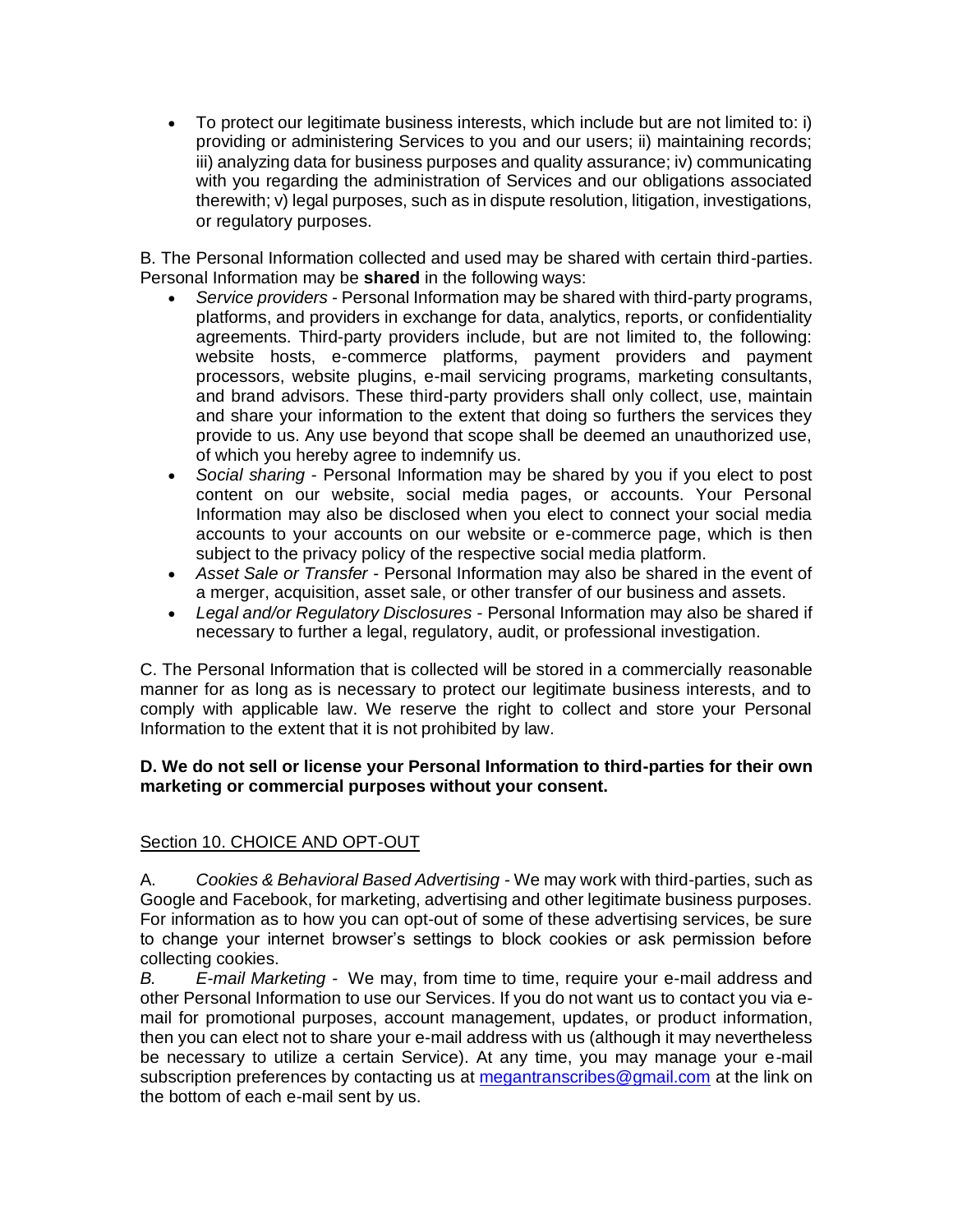- To protect our legitimate business interests, which include but are not limited to: i) providing or administering Services to you and our users; ii) maintaining records; iii) analyzing data for business purposes and quality assurance; iv) communicating with you regarding the administration of Services and our obligations associated therewith; v) legal purposes, such as in dispute resolution, litigation, investigations, or regulatory purposes.

B. The Personal Information collected and used may be shared with certain third-parties. Personal Information may be **shared** in the following ways:

- *Service providers* - Personal Information may be shared with third-party programs, platforms, and providers in exchange for data, analytics, reports, or confidentiality agreements. Third-party providers include, but are not limited to, the following: website hosts, e-commerce platforms, payment providers and payment processors, website plugins, e-mail servicing programs, marketing consultants, and brand advisors. These third-party providers shall only collect, use, maintain and share your information to the extent that doing so furthers the services they provide to us. Any use beyond that scope shall be deemed an unauthorized use, of which you hereby agree to indemnify us.
- *Social sharing* - Personal Information may be shared by you if you elect to post content on our website, social media pages, or accounts. Your Personal Information may also be disclosed when you elect to connect your social media accounts to your accounts on our website or e-commerce page, which is then subject to the privacy policy of the respective social media platform.
- *Asset Sale or Transfer* - Personal Information may also be shared in the event of a merger, acquisition, asset sale, or other transfer of our business and assets.
- *Legal and/or Regulatory Disclosures* - Personal Information may also be shared if necessary to further a legal, regulatory, audit, or professional investigation.

C. The Personal Information that is collected will be stored in a commercially reasonable manner for as long as is necessary to protect our legitimate business interests, and to comply with applicable law. We reserve the right to collect and store your Personal Information to the extent that it is not prohibited by law.

**D. We do not sell or license your Personal Information to third-parties for their own marketing or commercial purposes without your consent.**

Section 10. CHOICE AND OPT-OUT

A. *Cookies & Behavioral Based Advertising* - We may work with third-parties, such as Google and Facebook, for marketing, advertising and other legitimate business purposes. For information as to how you can opt-out of some of these advertising services, be sure to change your internet browser's settings to block cookies or ask permission before collecting cookies.

*B. E-mail Marketing* - We may, from time to time, require your e-mail address and other Personal Information to use our Services. If you do not want us to contact you via e-mail for promotional purposes, account management, updates, or product information, then you can elect not to share your e-mail address with us (although it may nevertheless be necessary to utilize a certain Service). At any time, you may manage your e-mail subscription preferences by contacting us at megantranscribes@gmail.com at the link on the bottom of each e-mail sent by us.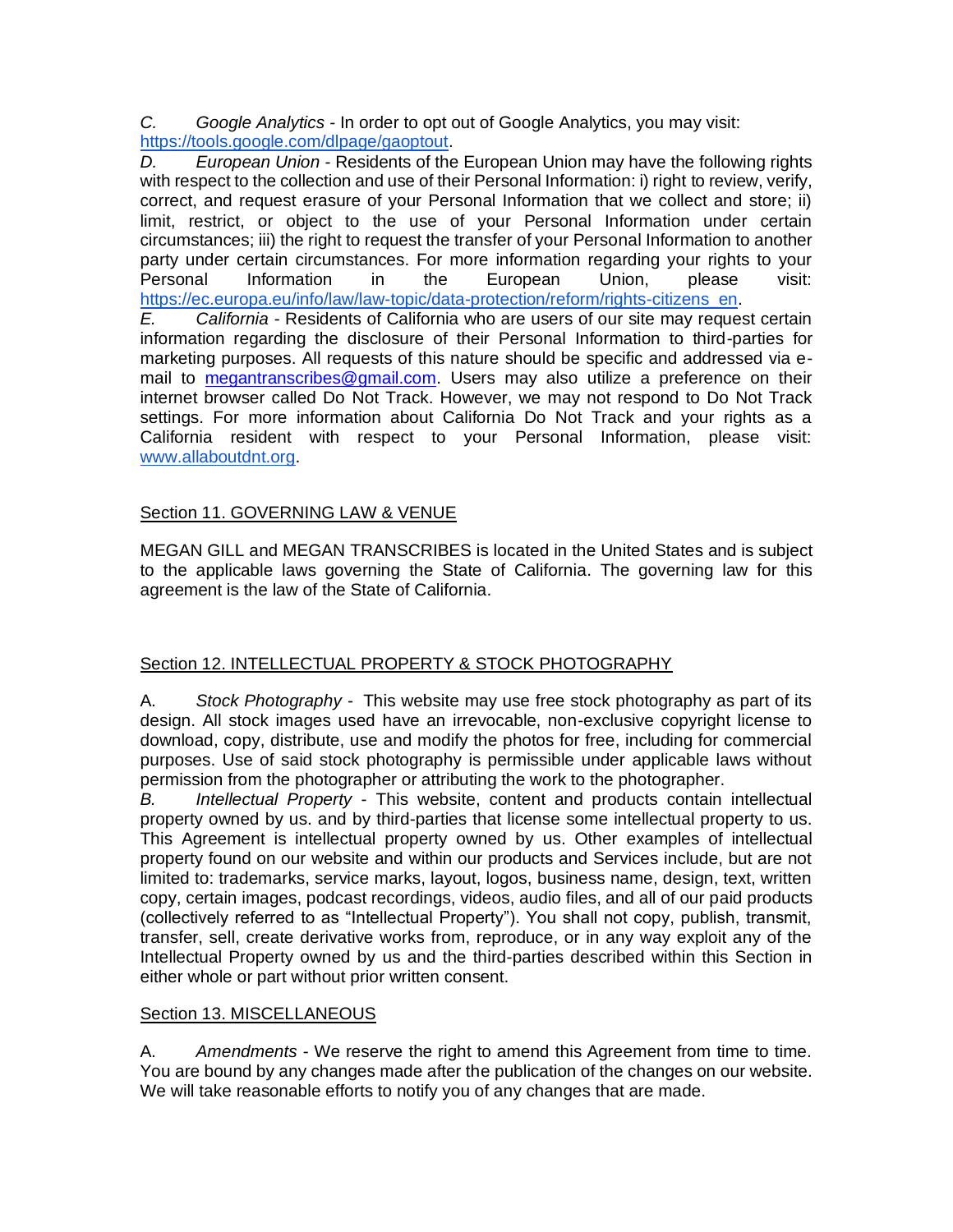*C. Google Analytics* - In order to opt out of Google Analytics, you may visit: [https://tools.google.com/dlpage/gaoptout](https://tools.google.com/dlpage/gaoptout).

*D. European Union* - Residents of the European Union may have the following rights with respect to the collection and use of their Personal Information: i) right to review, verify, correct, and request erasure of your Personal Information that we collect and store; ii) limit, restrict, or object to the use of your Personal Information under certain circumstances; iii) the right to request the transfer of your Personal Information to another party under certain circumstances. For more information regarding your rights to your Personal Information in the European Union, please visit: [https://ec.europa.eu/info/law/law-topic/data-protection/reform/rights-citizens_en](https://ec.europa.eu/info/law/law-topic/data-protection/reform/rights-citizens_en).

*E. California* - Residents of California who are users of our site may request certain information regarding the disclosure of their Personal Information to third-parties for marketing purposes. All requests of this nature should be specific and addressed via e-mail to [megantranscribes@gmail.com](mailto:megantranscribes@gmail.com). Users may also utilize a preference on their internet browser called Do Not Track. However, we may not respond to Do Not Track settings. For more information about California Do Not Track and your rights as a California resident with respect to your Personal Information, please visit: [www.allaboutdnt.org](http://www.allaboutdnt.org).

## Section 11. GOVERNING LAW & VENUE

MEGAN GILL and MEGAN TRANSCRIBES is located in the United States and is subject to the applicable laws governing the State of California. The governing law for this agreement is the law of the State of California.

## Section 12. INTELLECTUAL PROPERTY & STOCK PHOTOGRAPHY

A. *Stock Photography* - This website may use free stock photography as part of its design. All stock images used have an irrevocable, non-exclusive copyright license to download, copy, distribute, use and modify the photos for free, including for commercial purposes. Use of said stock photography is permissible under applicable laws without permission from the photographer or attributing the work to the photographer.

*B. Intellectual Property* - This website, content and products contain intellectual property owned by us. and by third-parties that license some intellectual property to us. This Agreement is intellectual property owned by us. Other examples of intellectual property found on our website and within our products and Services include, but are not limited to: trademarks, service marks, layout, logos, business name, design, text, written copy, certain images, podcast recordings, videos, audio files, and all of our paid products (collectively referred to as "Intellectual Property"). You shall not copy, publish, transmit, transfer, sell, create derivative works from, reproduce, or in any way exploit any of the Intellectual Property owned by us and the third-parties described within this Section in either whole or part without prior written consent.

## Section 13. MISCELLANEOUS

A. *Amendments* - We reserve the right to amend this Agreement from time to time. You are bound by any changes made after the publication of the changes on our website. We will take reasonable efforts to notify you of any changes that are made.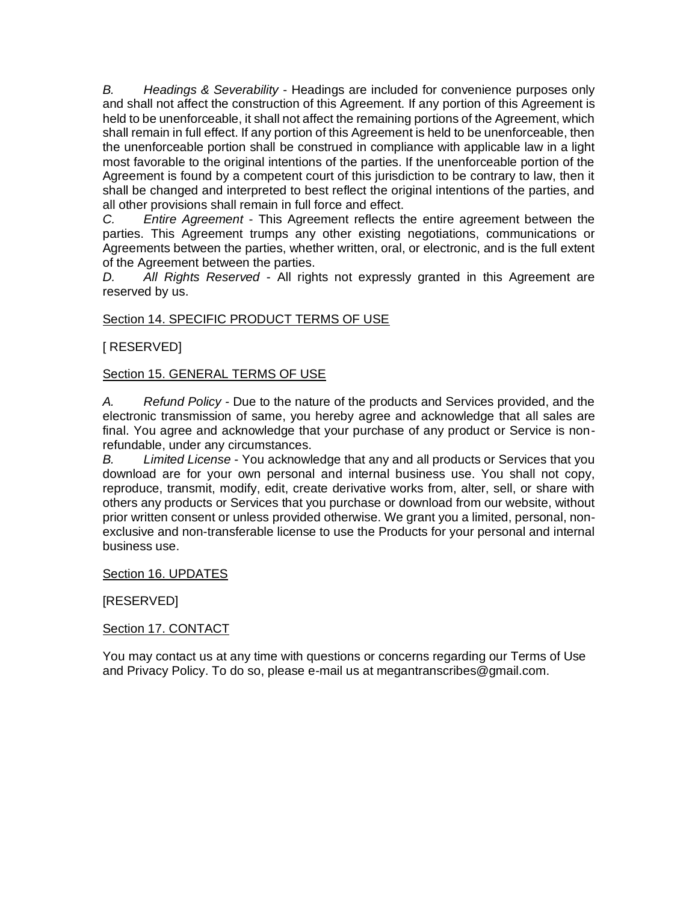*B. Headings & Severability* - Headings are included for convenience purposes only and shall not affect the construction of this Agreement. If any portion of this Agreement is held to be unenforceable, it shall not affect the remaining portions of the Agreement, which shall remain in full effect. If any portion of this Agreement is held to be unenforceable, then the unenforceable portion shall be construed in compliance with applicable law in a light most favorable to the original intentions of the parties. If the unenforceable portion of the Agreement is found by a competent court of this jurisdiction to be contrary to law, then it shall be changed and interpreted to best reflect the original intentions of the parties, and all other provisions shall remain in full force and effect.

*C. Entire Agreement* - This Agreement reflects the entire agreement between the parties. This Agreement trumps any other existing negotiations, communications or Agreements between the parties, whether written, oral, or electronic, and is the full extent of the Agreement between the parties.

*D. All Rights Reserved* - All rights not expressly granted in this Agreement are reserved by us.

## Section 14. SPECIFIC PRODUCT TERMS OF USE

[ RESERVED]

## Section 15. GENERAL TERMS OF USE

*A. Refund Policy* - Due to the nature of the products and Services provided, and the electronic transmission of same, you hereby agree and acknowledge that all sales are final. You agree and acknowledge that your purchase of any product or Service is non-refundable, under any circumstances.

*B. Limited License* - You acknowledge that any and all products or Services that you download are for your own personal and internal business use. You shall not copy, reproduce, transmit, modify, edit, create derivative works from, alter, sell, or share with others any products or Services that you purchase or download from our website, without prior written consent or unless provided otherwise. We grant you a limited, personal, non-exclusive and non-transferable license to use the Products for your personal and internal business use.

## Section 16. UPDATES

[RESERVED]

## Section 17. CONTACT

You may contact us at any time with questions or concerns regarding our Terms of Use and Privacy Policy. To do so, please e-mail us at megantranscribes@gmail.com.